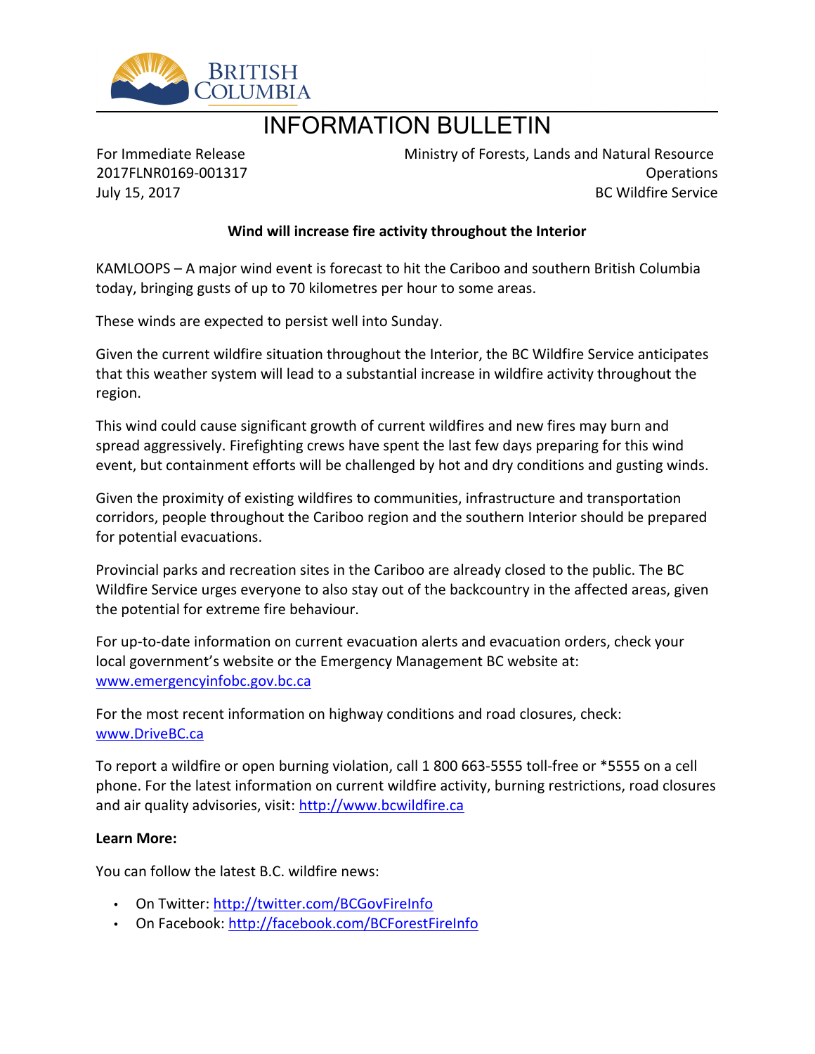BRITISH COLUMBIA

# INFORMATION BULLETIN

For Immediate Release
2017FLNR0169-001317
July 15, 2017

Ministry of Forests, Lands and Natural Resource Operations
BC Wildfire Service

**Wind will increase fire activity throughout the Interior**

KAMLOOPS – A major wind event is forecast to hit the Cariboo and southern British Columbia today, bringing gusts of up to 70 kilometres per hour to some areas.

These winds are expected to persist well into Sunday.

Given the current wildfire situation throughout the Interior, the BC Wildfire Service anticipates that this weather system will lead to a substantial increase in wildfire activity throughout the region.

This wind could cause significant growth of current wildfires and new fires may burn and spread aggressively. Firefighting crews have spent the last few days preparing for this wind event, but containment efforts will be challenged by hot and dry conditions and gusting winds.

Given the proximity of existing wildfires to communities, infrastructure and transportation corridors, people throughout the Cariboo region and the southern Interior should be prepared for potential evacuations.

Provincial parks and recreation sites in the Cariboo are already closed to the public. The BC Wildfire Service urges everyone to also stay out of the backcountry in the affected areas, given the potential for extreme fire behaviour.

For up-to-date information on current evacuation alerts and evacuation orders, check your local government's website or the Emergency Management BC website at: www.emergencyinfobc.gov.bc.ca

For the most recent information on highway conditions and road closures, check: www.DriveBC.ca

To report a wildfire or open burning violation, call 1 800 663-5555 toll-free or *5555 on a cell phone. For the latest information on current wildfire activity, burning restrictions, road closures and air quality advisories, visit: http://www.bcwildfire.ca

**Learn More:**

You can follow the latest B.C. wildfire news:

- On Twitter: http://twitter.com/BCGovFireInfo
- On Facebook: http://facebook.com/BCForestFireInfo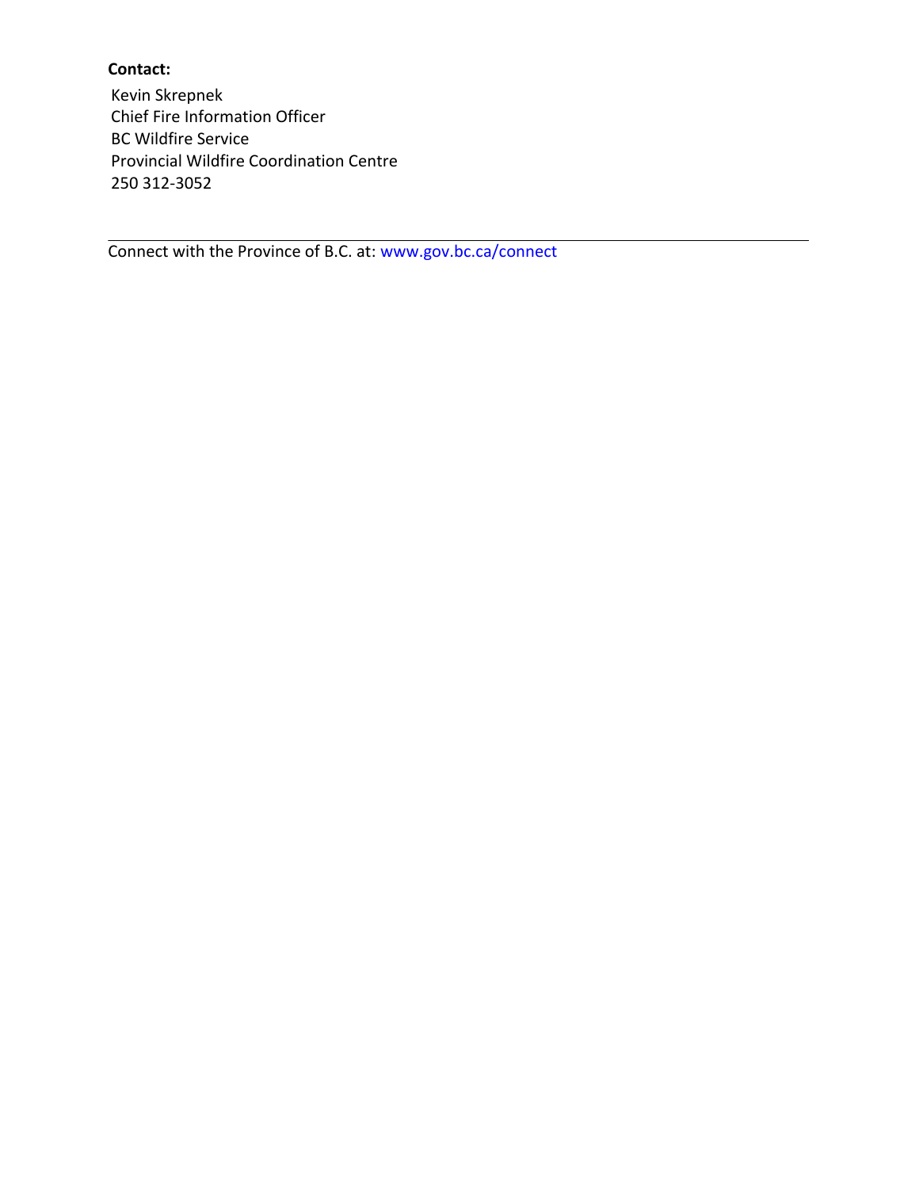**Contact:**

Kevin Skrepnek
Chief Fire Information Officer
BC Wildfire Service
Provincial Wildfire Coordination Centre
250 312-3052

---

Connect with the Province of B.C. at: www.gov.bc.ca/connect